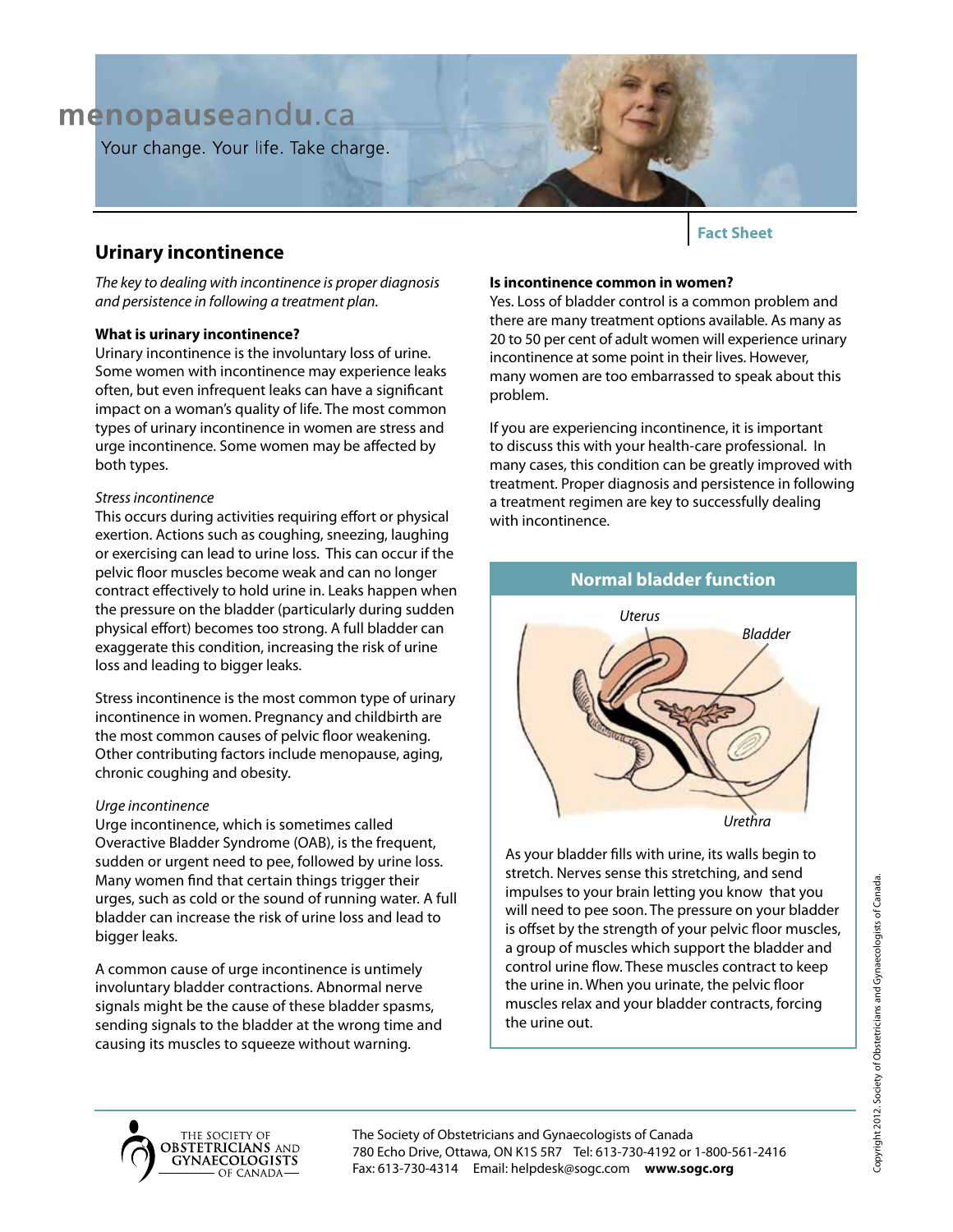menopauseandu.ca

Your change. Your life. Take charge.

Fact Sheet

## Urinary incontinence

*The key to dealing with incontinence is proper diagnosis and persistence in following a treatment plan.*

**What is urinary incontinence?**

Urinary incontinence is the involuntary loss of urine. Some women with incontinence may experience leaks often, but even infrequent leaks can have a significant impact on a woman's quality of life. The most common types of urinary incontinence in women are stress and urge incontinence. Some women may be affected by both types.

*Stress incontinence*

This occurs during activities requiring effort or physical exertion. Actions such as coughing, sneezing, laughing or exercising can lead to urine loss. This can occur if the pelvic floor muscles become weak and can no longer contract effectively to hold urine in. Leaks happen when the pressure on the bladder (particularly during sudden physical effort) becomes too strong. A full bladder can exaggerate this condition, increasing the risk of urine loss and leading to bigger leaks.

Stress incontinence is the most common type of urinary incontinence in women. Pregnancy and childbirth are the most common causes of pelvic floor weakening. Other contributing factors include menopause, aging, chronic coughing and obesity.

*Urge incontinence*

Urge incontinence, which is sometimes called Overactive Bladder Syndrome (OAB), is the frequent, sudden or urgent need to pee, followed by urine loss. Many women find that certain things trigger their urges, such as cold or the sound of running water. A full bladder can increase the risk of urine loss and lead to bigger leaks.

A common cause of urge incontinence is untimely involuntary bladder contractions. Abnormal nerve signals might be the cause of these bladder spasms, sending signals to the bladder at the wrong time and causing its muscles to squeeze without warning.

**Is incontinence common in women?**

Yes. Loss of bladder control is a common problem and there are many treatment options available. As many as 20 to 50 per cent of adult women will experience urinary incontinence at some point in their lives. However, many women are too embarrassed to speak about this problem.

If you are experiencing incontinence, it is important to discuss this with your health-care professional. In many cases, this condition can be greatly improved with treatment. Proper diagnosis and persistence in following a treatment regimen are key to successfully dealing with incontinence.

### Normal bladder function

Uterus

Bladder

Urethra

As your bladder fills with urine, its walls begin to stretch. Nerves sense this stretching, and send impulses to your brain letting you know that you will need to pee soon. The pressure on your bladder is offset by the strength of your pelvic floor muscles, a group of muscles which support the bladder and control urine flow. These muscles contract to keep the urine in. When you urinate, the pelvic floor muscles relax and your bladder contracts, forcing the urine out.

The Society of Obstetricians and Gynaecologists of Canada
780 Echo Drive, Ottawa, ON K1S 5R7 Tel: 613-730-4192 or 1-800-561-2416
Fax: 613-730-4314 Email: helpdesk@sogc.com **www.sogc.org**

Copyright 2012. Society of Obstetricians and Gynaecologists of Canada.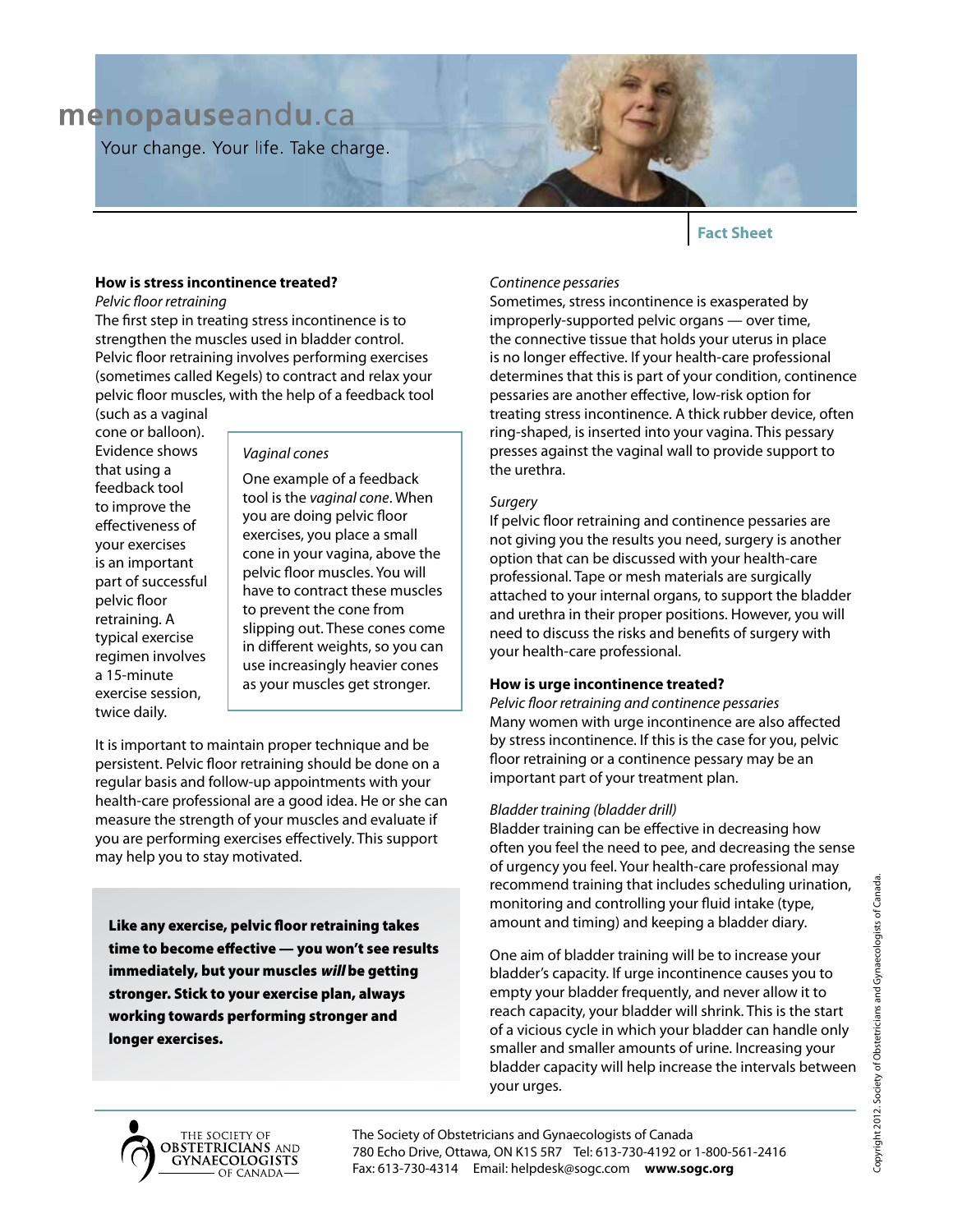## How is stress incontinence treated?

*Pelvic floor retraining*

The first step in treating stress incontinence is to strengthen the muscles used in bladder control. Pelvic floor retraining involves performing exercises (sometimes called Kegels) to contract and relax your pelvic floor muscles, with the help of a feedback tool (such as a vaginal cone or balloon). Evidence shows that using a feedback tool to improve the effectiveness of your exercises is an important part of successful pelvic floor retraining. A typical exercise regimen involves a 15-minute exercise session, twice daily.

> *Vaginal cones*
>
> One example of a feedback tool is the *vaginal cone*. When you are doing pelvic floor exercises, you place a small cone in your vagina, above the pelvic floor muscles. You will have to contract these muscles to prevent the cone from slipping out. These cones come in different weights, so you can use increasingly heavier cones as your muscles get stronger.

It is important to maintain proper technique and be persistent. Pelvic floor retraining should be done on a regular basis and follow-up appointments with your health-care professional are a good idea. He or she can measure the strength of your muscles and evaluate if you are performing exercises effectively. This support may help you to stay motivated.

**Like any exercise, pelvic floor retraining takes time to become effective — you won't see results immediately, but your muscles *will* be getting stronger. Stick to your exercise plan, always working towards performing stronger and longer exercises.**

*Continence pessaries*

Sometimes, stress incontinence is exasperated by improperly-supported pelvic organs — over time, the connective tissue that holds your uterus in place is no longer effective. If your health-care professional determines that this is part of your condition, continence pessaries are another effective, low-risk option for treating stress incontinence. A thick rubber device, often ring-shaped, is inserted into your vagina. This pessary presses against the vaginal wall to provide support to the urethra.

*Surgery*

If pelvic floor retraining and continence pessaries are not giving you the results you need, surgery is another option that can be discussed with your health-care professional. Tape or mesh materials are surgically attached to your internal organs, to support the bladder and urethra in their proper positions. However, you will need to discuss the risks and benefits of surgery with your health-care professional.

## How is urge incontinence treated?

*Pelvic floor retraining and continence pessaries*

Many women with urge incontinence are also affected by stress incontinence. If this is the case for you, pelvic floor retraining or a continence pessary may be an important part of your treatment plan.

*Bladder training (bladder drill)*

Bladder training can be effective in decreasing how often you feel the need to pee, and decreasing the sense of urgency you feel. Your health-care professional may recommend training that includes scheduling urination, monitoring and controlling your fluid intake (type, amount and timing) and keeping a bladder diary.

One aim of bladder training will be to increase your bladder's capacity. If urge incontinence causes you to empty your bladder frequently, and never allow it to reach capacity, your bladder will shrink. This is the start of a vicious cycle in which your bladder can handle only smaller and smaller amounts of urine. Increasing your bladder capacity will help increase the intervals between your urges.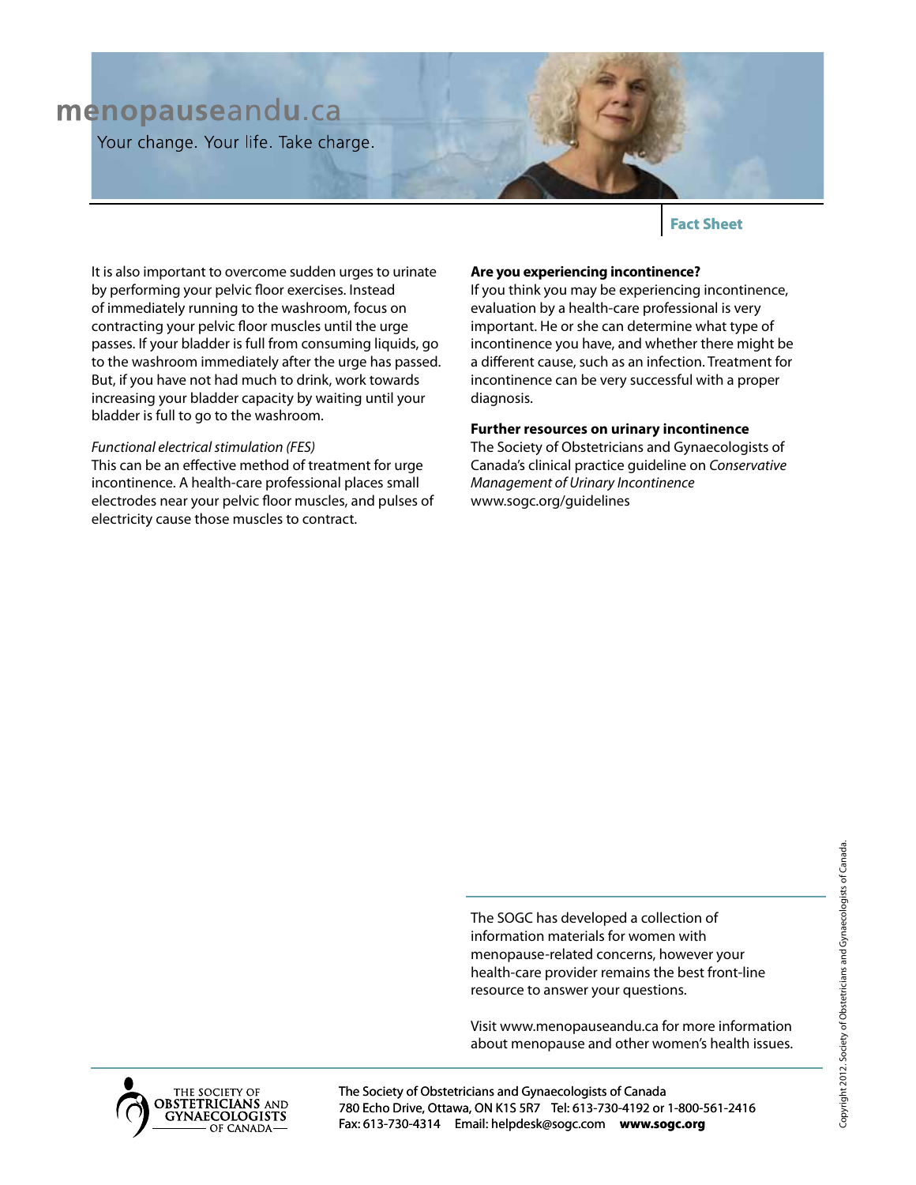It is also important to overcome sudden urges to urinate by performing your pelvic floor exercises. Instead of immediately running to the washroom, focus on contracting your pelvic floor muscles until the urge passes. If your bladder is full from consuming liquids, go to the washroom immediately after the urge has passed. But, if you have not had much to drink, work towards increasing your bladder capacity by waiting until your bladder is full to go to the washroom.

*Functional electrical stimulation (FES)*

This can be an effective method of treatment for urge incontinence. A health-care professional places small electrodes near your pelvic floor muscles, and pulses of electricity cause those muscles to contract.

**Are you experiencing incontinence?**

If you think you may be experiencing incontinence, evaluation by a health-care professional is very important. He or she can determine what type of incontinence you have, and whether there might be a different cause, such as an infection. Treatment for incontinence can be very successful with a proper diagnosis.

**Further resources on urinary incontinence**

The Society of Obstetricians and Gynaecologists of Canada's clinical practice guideline on *Conservative Management of Urinary Incontinence*
www.sogc.org/guidelines

The SOGC has developed a collection of information materials for women with menopause-related concerns, however your health-care provider remains the best front-line resource to answer your questions.

Visit www.menopauseandu.ca for more information about menopause and other women's health issues.

The Society of Obstetricians and Gynaecologists of Canada
780 Echo Drive, Ottawa, ON K1S 5R7 Tel: 613-730-4192 or 1-800-561-2416
Fax: 613-730-4314 Email: helpdesk@sogc.com **www.sogc.org**

Copyright 2012. Society of Obstetricians and Gynaecologists of Canada.